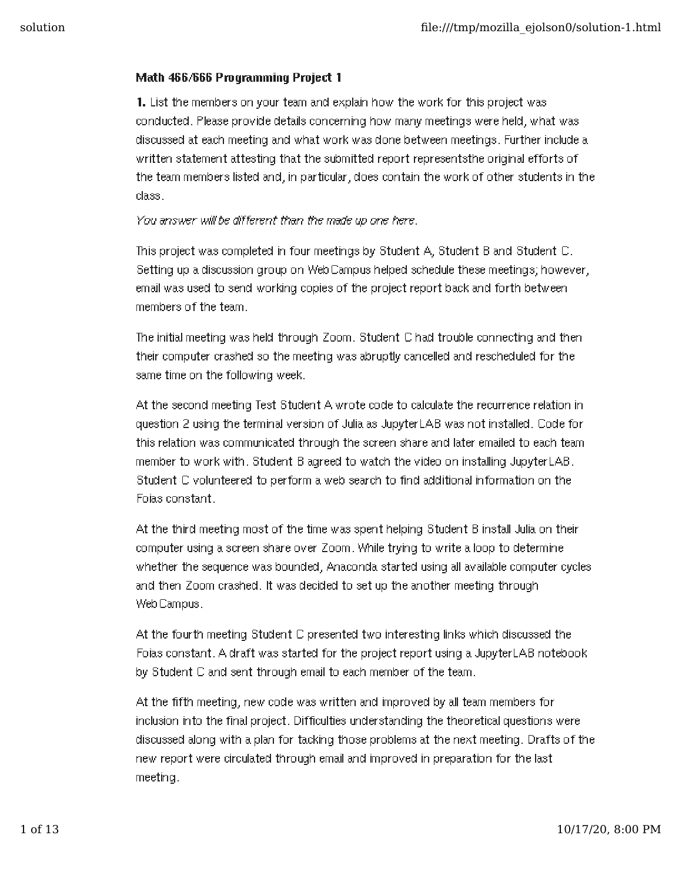**Math 466/666 Programming Project 1**

**1.** List the members on your team and explain how the work for this project was conducted. Please provide details concerning how many meetings were held, what was discussed at each meeting and what work was done between meetings. Further include a written statement attesting that the submitted report representsthe original efforts of the team members listed and, in particular, does contain the work of other students in the class.

*You answer will be different than the made up one here.*

This project was completed in four meetings by Student A, Student B and Student C. Setting up a discussion group on WebCampus helped schedule these meetings; however, email was used to send working copies of the project report back and forth between members of the team.

The initial meeting was held through Zoom. Student C had trouble connecting and then their computer crashed so the meeting was abruptly cancelled and rescheduled for the same time on the following week.

At the second meeting Test Student A wrote code to calculate the recurrence relation in question 2 using the terminal version of Julia as JupyterLAB was not installed. Code for this relation was communicated through the screen share and later emailed to each team member to work with. Student B agreed to watch the video on installing JupyterLAB. Student C volunteered to perform a web search to find additional information on the Foias constant.

At the third meeting most of the time was spent helping Student B install Julia on their computer using a screen share over Zoom. While trying to write a loop to determine whether the sequence was bounded, Anaconda started using all available computer cycles and then Zoom crashed. It was decided to set up the another meeting through WebCampus.

At the fourth meeting Student C presented two interesting links which discussed the Foias constant. A draft was started for the project report using a JupyterLAB notebook by Student C and sent through email to each member of the team.

At the fifth meeting, new code was written and improved by all team members for inclusion into the final project. Difficulties understanding the theoretical questions were discussed along with a plan for tacking those problems at the next meeting. Drafts of the new report were circulated through email and improved in preparation for the last meeting.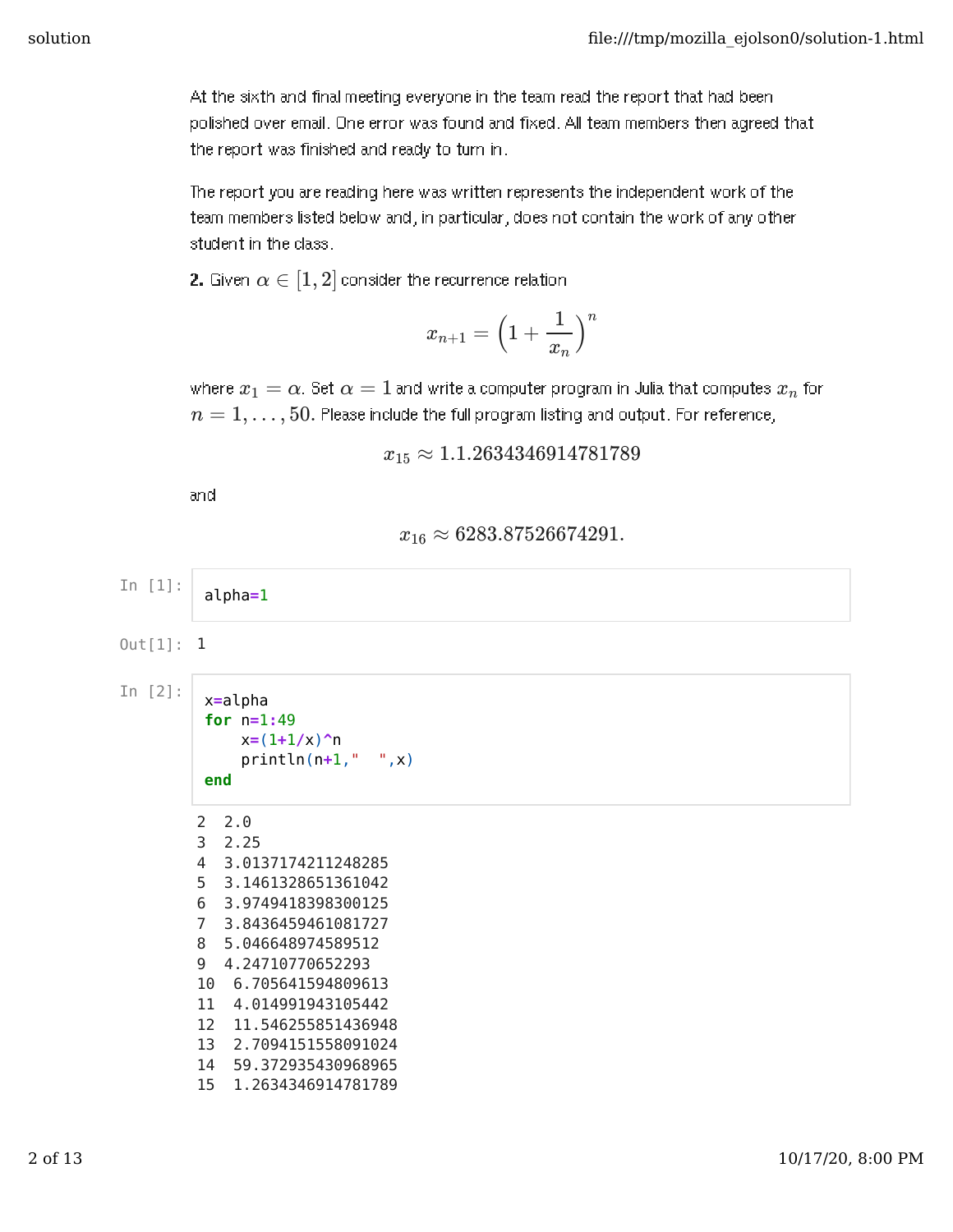At the sixth and final meeting everyone in the team read the report that had been polished over email. One error was found and fixed. All team members then agreed that the report was finished and ready to turn in.

The report you are reading here was written represents the independent work of the team members listed below and, in particular, does not contain the work of any other student in the class.

**2.** Given $\alpha \in [1,2]$ consider the recurrence relation

$$x_{n+1} = \left(1 + \frac{1}{x_n}\right)^n$$

where $x_1 = \alpha$. Set $\alpha = 1$ and write a computer program in Julia that computes $x_n$ for $n = 1, \ldots, 50$. Please include the full program listing and output. For reference,

$$x_{15} \approx 1.1.2634346914781789$$

and

$$x_{16} \approx 6283.87526674291.$$

In [1]:

```
alpha=1
```

Out[1]: 1

In [2]:

```
x=alpha
for n=1:49
    x=(1+1/x)^n
    println(n+1,"  ",x)
end
```

```
2  2.0
3  2.25
4  3.0137174211248285
5  3.1461328651361042
6  3.9749418398300125
7  3.8436459461081727
8  5.046648974589512
9  4.24710770652293
10  6.705641594809613
11  4.014991943105442
12  11.546255851436948
13  2.7094151558091024
14  59.372935430968965
15  1.2634346914781789
```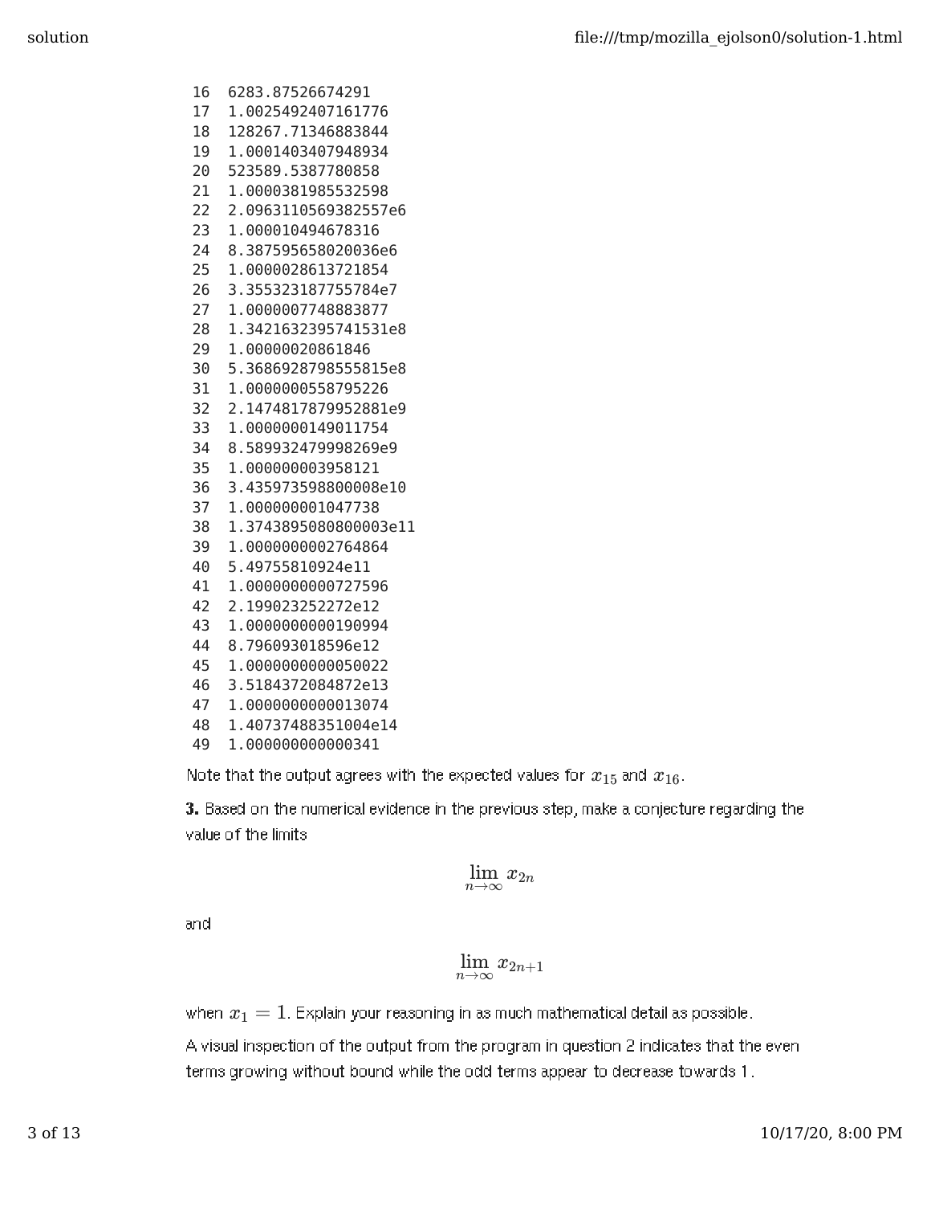```
16  6283.87526674291
17  1.0025492407161776
18  128267.71346883844
19  1.0001403407948934
20  523589.5387780858
21  1.0000381985532598
22  2.0963110569382557e6
23  1.000010494678316
24  8.387595658020036e6
25  1.0000028613721854
26  3.355323187755784e7
27  1.0000007748883877
28  1.3421632395741531e8
29  1.00000020861846
30  5.3686928798555815e8
31  1.0000000558795226
32  2.1474817879952881e9
33  1.0000000149011754
34  8.589932479998269e9
35  1.000000003958121
36  3.435973598800008e10
37  1.000000001047738
38  1.3743895080800003e11
39  1.0000000002764864
40  5.49755810924e11
41  1.0000000000727596
42  2.199023252272e12
43  1.0000000000190994
44  8.796093018596e12
45  1.0000000000050022
46  3.5184372084872e13
47  1.0000000000013074
48  1.40737488351004e14
49  1.000000000000341
```

Note that the output agrees with the expected values for $x_{15}$ and $x_{16}$.

**3.** Based on the numerical evidence in the previous step, make a conjecture regarding the value of the limits

$$\lim_{n\to\infty} x_{2n}$$

and

$$\lim_{n\to\infty} x_{2n+1}$$

when $x_1 = 1$. Explain your reasoning in as much mathematical detail as possible.

A visual inspection of the output from the program in question 2 indicates that the even terms growing without bound while the odd terms appear to decrease towards 1.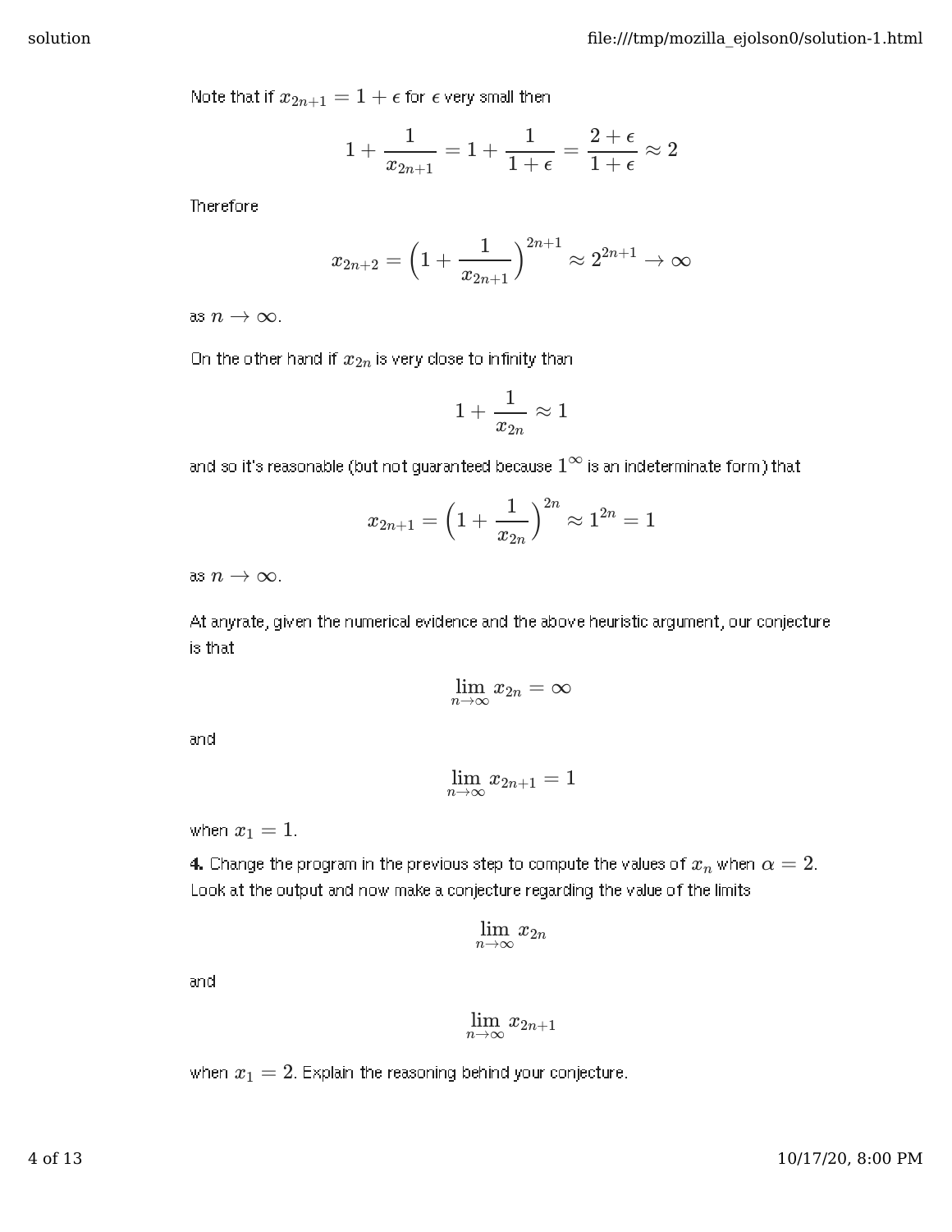Note that if $x_{2n+1} = 1 + \epsilon$ for $\epsilon$ very small then

$$1 + \frac{1}{x_{2n+1}} = 1 + \frac{1}{1+\epsilon} = \frac{2+\epsilon}{1+\epsilon} \approx 2$$

Therefore

$$x_{2n+2} = \left(1 + \frac{1}{x_{2n+1}}\right)^{2n+1} \approx 2^{2n+1} \to \infty$$

as $n \to \infty$.

On the other hand if $x_{2n}$ is very close to infinity than

$$1 + \frac{1}{x_{2n}} \approx 1$$

and so it's reasonable (but not guaranteed because $1^\infty$ is an indeterminate form) that

$$x_{2n+1} = \left(1 + \frac{1}{x_{2n}}\right)^{2n} \approx 1^{2n} = 1$$

as $n \to \infty$.

At anyrate, given the numerical evidence and the above heuristic argument, our conjecture is that

$$\lim_{n\to\infty} x_{2n} = \infty$$

and

$$\lim_{n\to\infty} x_{2n+1} = 1$$

when $x_1 = 1$.

**4.** Change the program in the previous step to compute the values of $x_n$ when $\alpha = 2$. Look at the output and now make a conjecture regarding the value of the limits

$$\lim_{n\to\infty} x_{2n}$$

and

$$\lim_{n\to\infty} x_{2n+1}$$

when $x_1 = 2$. Explain the reasoning behind your conjecture.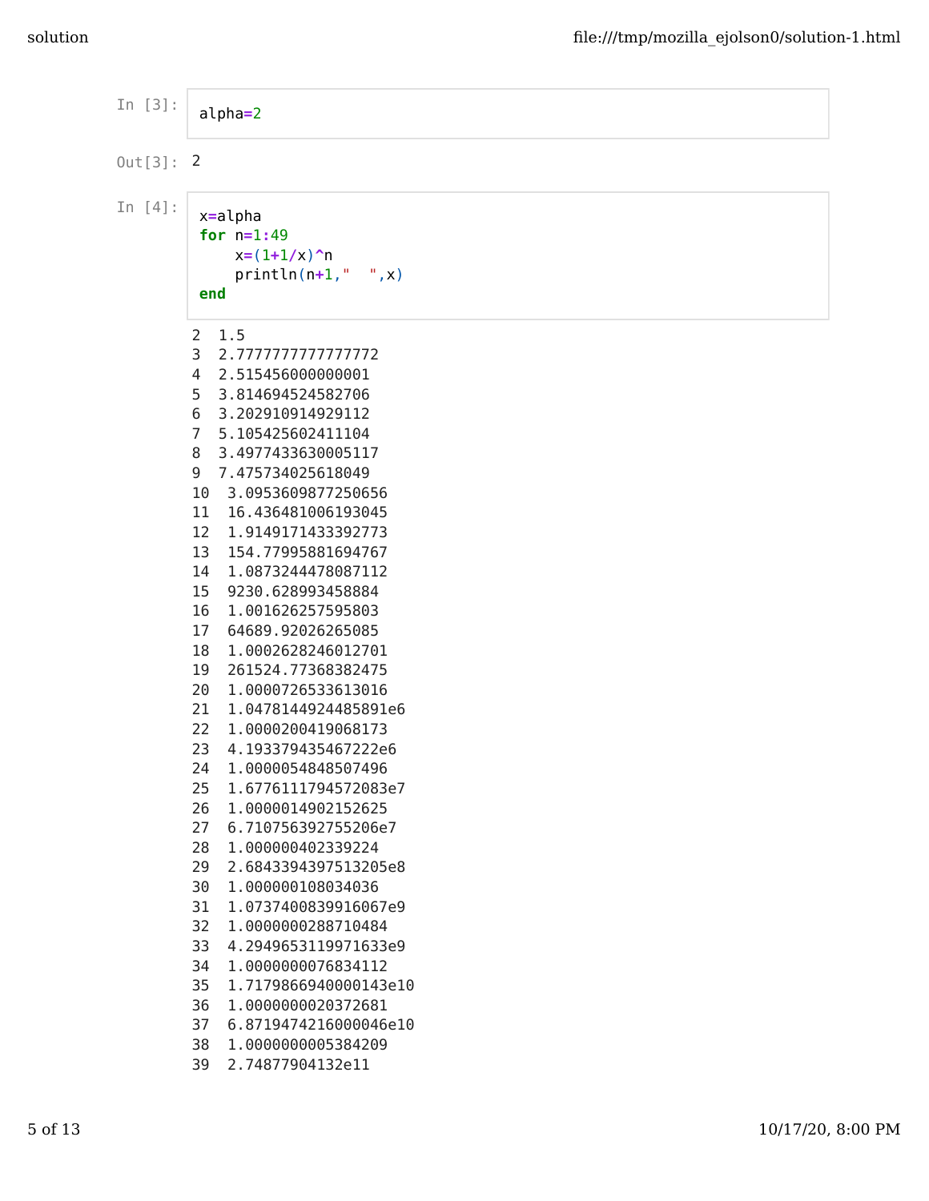In [3]:

```
alpha=2
```

Out[3]: 2

In [4]:

```
x=alpha
for n=1:49
    x=(1+1/x)^n
    println(n+1,"  ",x)
end
```

```
2  1.5
3  2.7777777777777772
4  2.515456000000001
5  3.814694524582706
6  3.202910914929112
7  5.105425602411104
8  3.4977433630005117
9  7.475734025618049
10  3.0953609877250656
11  16.436481006193045
12  1.9149171433392773
13  154.77995881694767
14  1.0873244478087112
15  9230.628993458884
16  1.001626257595803
17  64689.92026265085
18  1.0002628246012701
19  261524.77368382475
20  1.0000726533613016
21  1.0478144924485891e6
22  1.0000200419068173
23  4.193379435467222e6
24  1.0000054848507496
25  1.6776111794572083e7
26  1.0000014902152625
27  6.710756392755206e7
28  1.000000402339224
29  2.6843394397513205e8
30  1.000000108034036
31  1.0737400839916067e9
32  1.0000000288710484
33  4.2949653119971633e9
34  1.0000000076834112
35  1.7179866940000143e10
36  1.0000000020372681
37  6.8719474216000046e10
38  1.0000000005384209
39  2.74877904132e11
```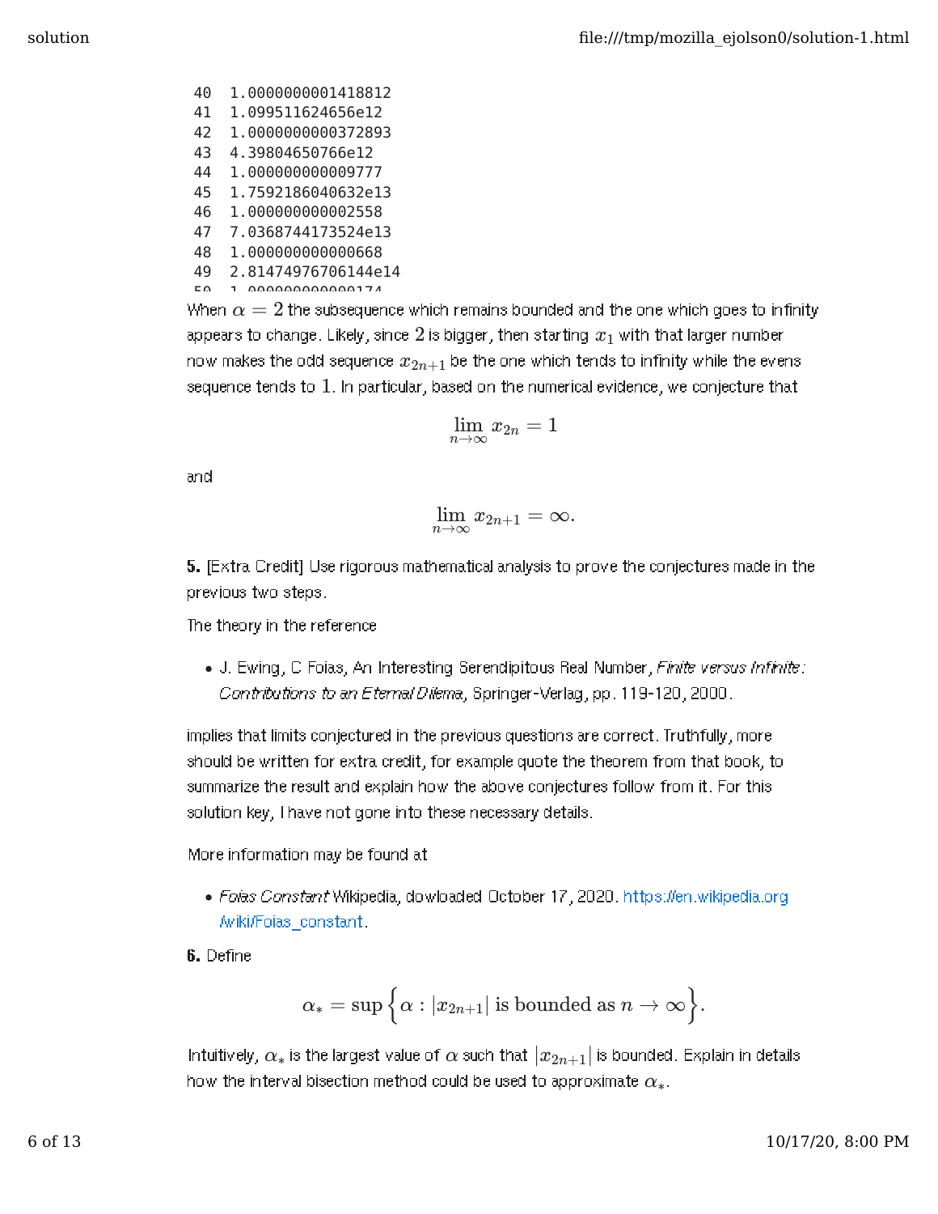```
 40  1.0000000001418812
 41  1.099511624656e12
 42  1.0000000000372893
 43  4.39804650766e12
 44  1.000000000009777
 45  1.7592186040632e13
 46  1.000000000002558
 47  7.0368744173524e13
 48  1.000000000000668
 49  2.81474976706144e14
 50  1.000000000000174
```

When $\alpha = 2$ the subsequence which remains bounded and the one which goes to infinity appears to change. Likely, since $2$ is bigger, then starting $x_1$ with that larger number now makes the odd sequence $x_{2n+1}$ be the one which tends to infinity while the evens sequence tends to $1$. In particular, based on the numerical evidence, we conjecture that

$$\lim_{n\to\infty} x_{2n} = 1$$

and

$$\lim_{n\to\infty} x_{2n+1} = \infty.$$

**5.** [Extra Credit] Use rigorous mathematical analysis to prove the conjectures made in the previous two steps.

The theory in the reference

- J. Ewing, C Foias, An Interesting Serendipitous Real Number, *Finite versus Infinite: Contributions to an Eternal Dilema*, Springer-Verlag, pp. 119-120, 2000.

implies that limits conjectured in the previous questions are correct. Truthfully, more should be written for extra credit, for example quote the theorem from that book, to summarize the result and explain how the above conjectures follow from it. For this solution key, I have not gone into these necessary details.

More information may be found at

- *Foias Constant* Wikipedia, dowloaded October 17, 2020. https://en.wikipedia.org/wiki/Foias_constant.

**6.** Define

$$\alpha_* = \sup\Big\{\alpha : |x_{2n+1}| \text{ is bounded as } n \to \infty\Big\}.$$

Intuitively, $\alpha_*$ is the largest value of $\alpha$ such that $|x_{2n+1}|$ is bounded. Explain in details how the interval bisection method could be used to approximate $\alpha_*$.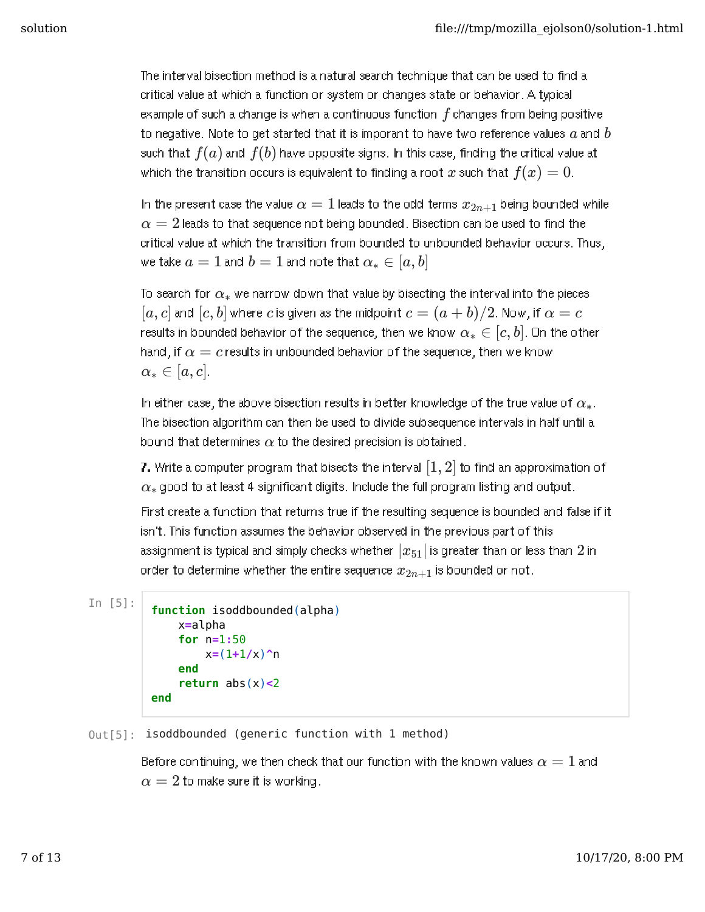The interval bisection method is a natural search technique that can be used to find a critical value at which a function or system or changes state or behavior. A typical example of such a change is when a continuous function $f$ changes from being positive to negative. Note to get started that it is imporant to have two reference values $a$ and $b$ such that $f(a)$ and $f(b)$ have opposite signs. In this case, finding the critical value at which the transition occurs is equivalent to finding a root $x$ such that $f(x) = 0$.

In the present case the value $\alpha = 1$ leads to the odd terms $x_{2n+1}$ being bounded while $\alpha = 2$ leads to that sequence not being bounded. Bisection can be used to find the critical value at which the transition from bounded to unbounded behavior occurs. Thus, we take $a = 1$ and $b = 1$ and note that $\alpha_* \in [a, b]$

To search for $\alpha_*$ we narrow down that value by bisecting the interval into the pieces $[a, c]$ and $[c, b]$ where $c$ is given as the midpoint $c = (a + b)/2$. Now, if $\alpha = c$ results in bounded behavior of the sequence, then we know $\alpha_* \in [c, b]$. On the other hand, if $\alpha = c$ results in unbounded behavior of the sequence, then we know $\alpha_* \in [a, c]$.

In either case, the above bisection results in better knowledge of the true value of $\alpha_*$. The bisection algorithm can then be used to divide subsequence intervals in half until a bound that determines $\alpha$ to the desired precision is obtained.

**7.** Write a computer program that bisects the interval $[1, 2]$ to find an approximation of $\alpha_*$ good to at least 4 significant digits. Include the full program listing and output.

First create a function that returns true if the resulting sequence is bounded and false if it isn't. This function assumes the behavior observed in the previous part of this assignment is typical and simply checks whether $|x_{51}|$ is greater than or less than $2$ in order to determine whether the entire sequence $x_{2n+1}$ is bounded or not.

In [5]:

```
function isoddbounded(alpha)
    x=alpha
    for n=1:50
        x=(1+1/x)^n
    end
    return abs(x)<2
end
```

Out[5]:

```
isoddbounded (generic function with 1 method)
```

Before continuing, we then check that our function with the known values $\alpha = 1$ and $\alpha = 2$ to make sure it is working.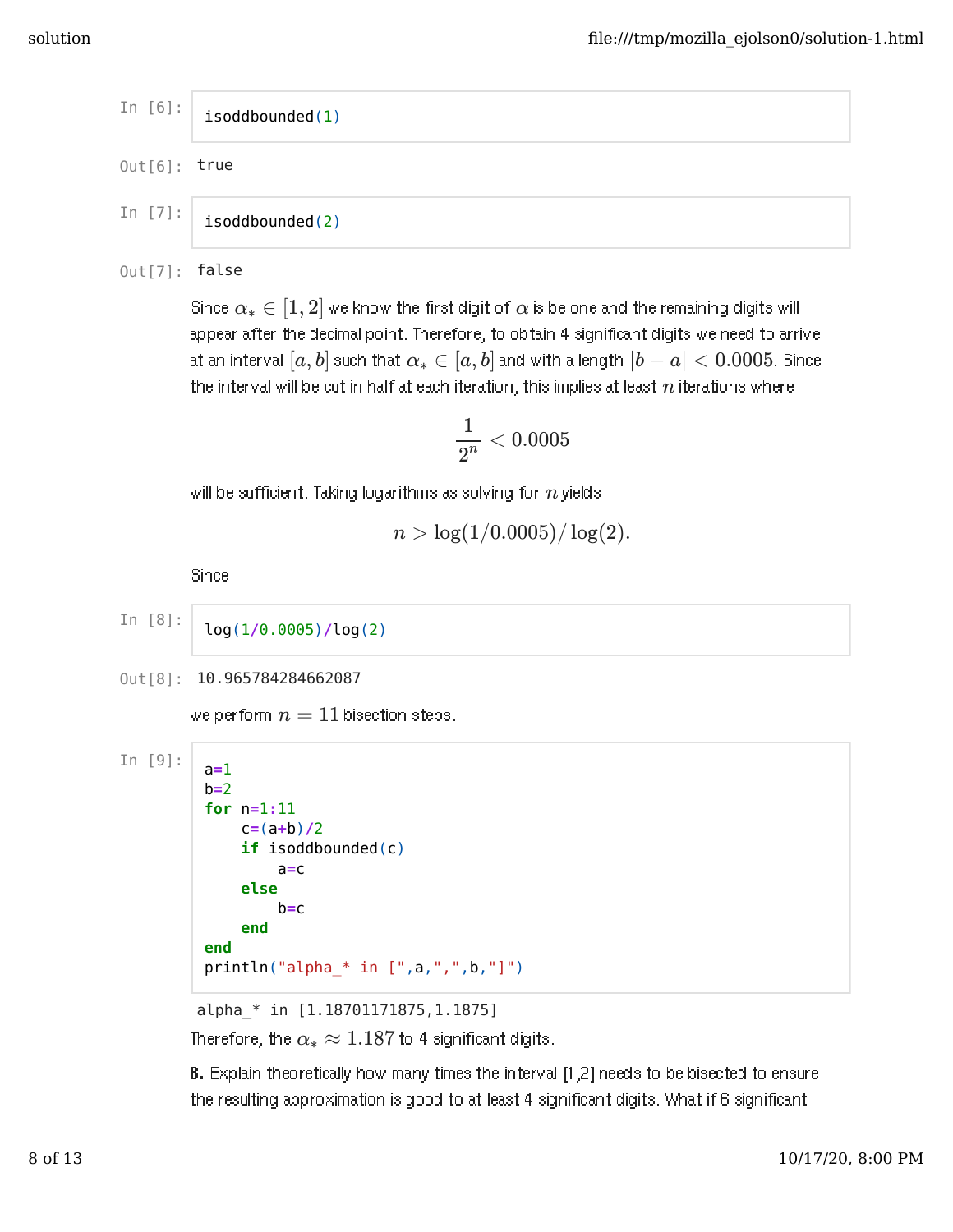In [6]:

```
isoddbounded(1)
```

Out[6]: `true`

In [7]:

```
isoddbounded(2)
```

Out[7]: `false`

Since $\alpha_* \in [1,2]$ we know the first digit of $\alpha$ is be one and the remaining digits will appear after the decimal point. Therefore, to obtain 4 significant digits we need to arrive at an interval $[a,b]$ such that $\alpha_* \in [a,b]$ and with a length $|b-a| < 0.0005$. Since the interval will be cut in half at each iteration, this implies at least $n$ iterations where

$$\frac{1}{2^n} < 0.0005$$

will be sufficient. Taking logarithms as solving for $n$ yields

$$n > \log(1/0.0005)/\log(2).$$

Since

In [8]:

```
log(1/0.0005)/log(2)
```

Out[8]: `10.965784284662087`

we perform $n = 11$ bisection steps.

In [9]:

```
a=1
b=2
for n=1:11
    c=(a+b)/2
    if isoddbounded(c)
        a=c
    else
        b=c
    end
end
println("alpha_* in [",a,",",b,"]")
```

```
alpha_* in [1.18701171875,1.1875]
```

Therefore, the $\alpha_* \approx 1.187$ to 4 significant digits.

**8.** Explain theoretically how many times the interval [1,2] needs to be bisected to ensure the resulting approximation is good to at least 4 significant digits. What if 6 significant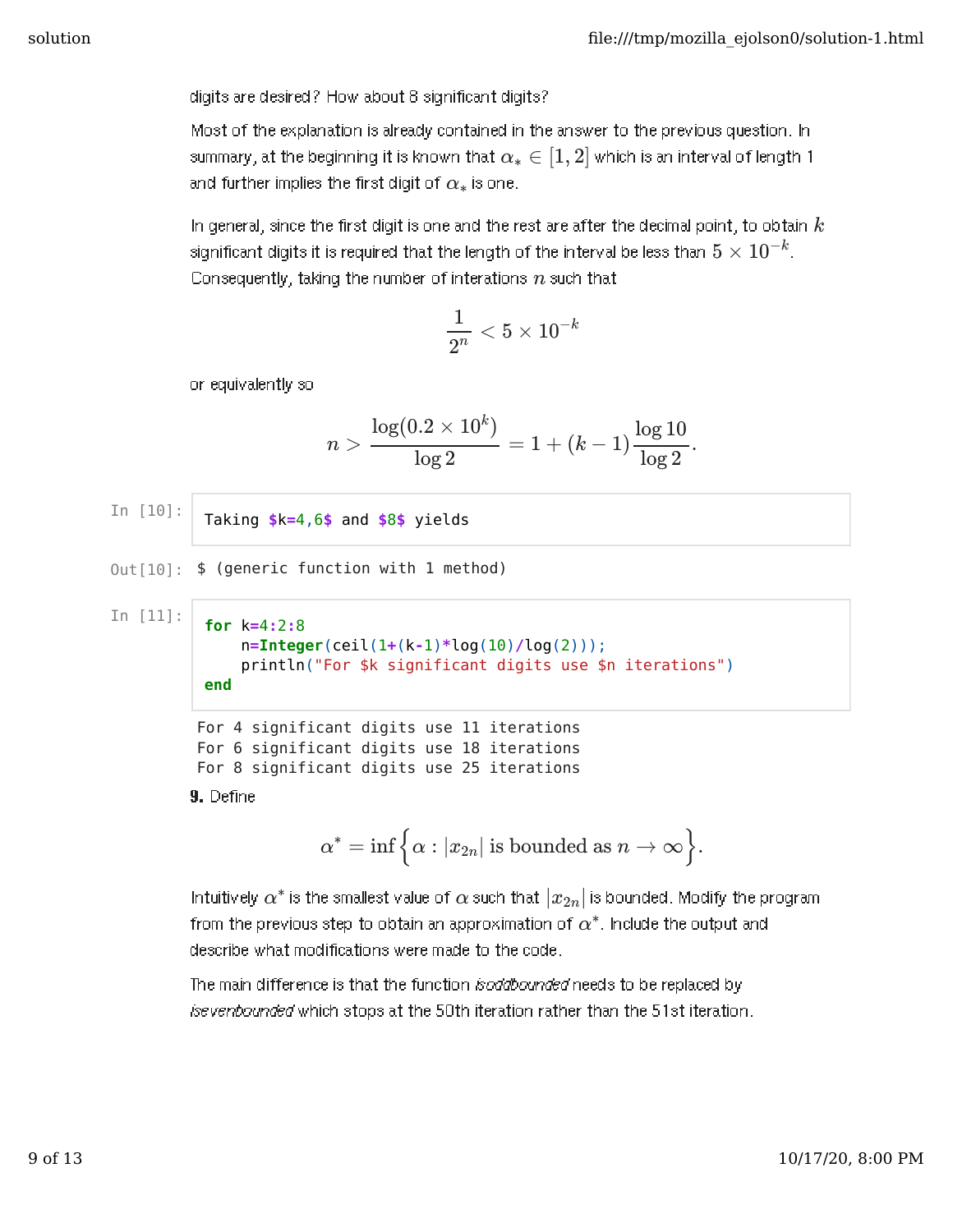digits are desired? How about 8 significant digits?

Most of the explanation is already contained in the answer to the previous question. In summary, at the beginning it is known that $\alpha_* \in [1, 2]$ which is an interval of length 1 and further implies the first digit of $\alpha_*$ is one.

In general, since the first digit is one and the rest are after the decimal point, to obtain $k$ significant digits it is required that the length of the interval be less than $5 \times 10^{-k}$. Consequently, taking the number of iterations $n$ such that

$$\frac{1}{2^n} < 5 \times 10^{-k}$$

or equivalently so

$$n > \frac{\log(0.2 \times 10^k)}{\log 2} = 1 + (k-1)\frac{\log 10}{\log 2}.$$

In [10]:

```
Taking $k=4,6$ and $8$ yields
```

Out[10]: `$ (generic function with 1 method)`

In [11]:

```
for k=4:2:8
    n=Integer(ceil(1+(k-1)*log(10)/log(2)));
    println("For $k significant digits use $n iterations")
end
```

```
For 4 significant digits use 11 iterations
For 6 significant digits use 18 iterations
For 8 significant digits use 25 iterations
```

**9.** Define

$$\alpha^* = \inf\Big\{\alpha : |x_{2n}| \text{ is bounded as } n \to \infty\Big\}.$$

Intuitively $\alpha^*$ is the smallest value of $\alpha$ such that $|x_{2n}|$ is bounded. Modify the program from the previous step to obtain an approximation of $\alpha^*$. Include the output and describe what modifications were made to the code.

The main difference is that the function *isoddbounded* needs to be replaced by *isevenbounded* which stops at the 50th iteration rather than the 51st iteration.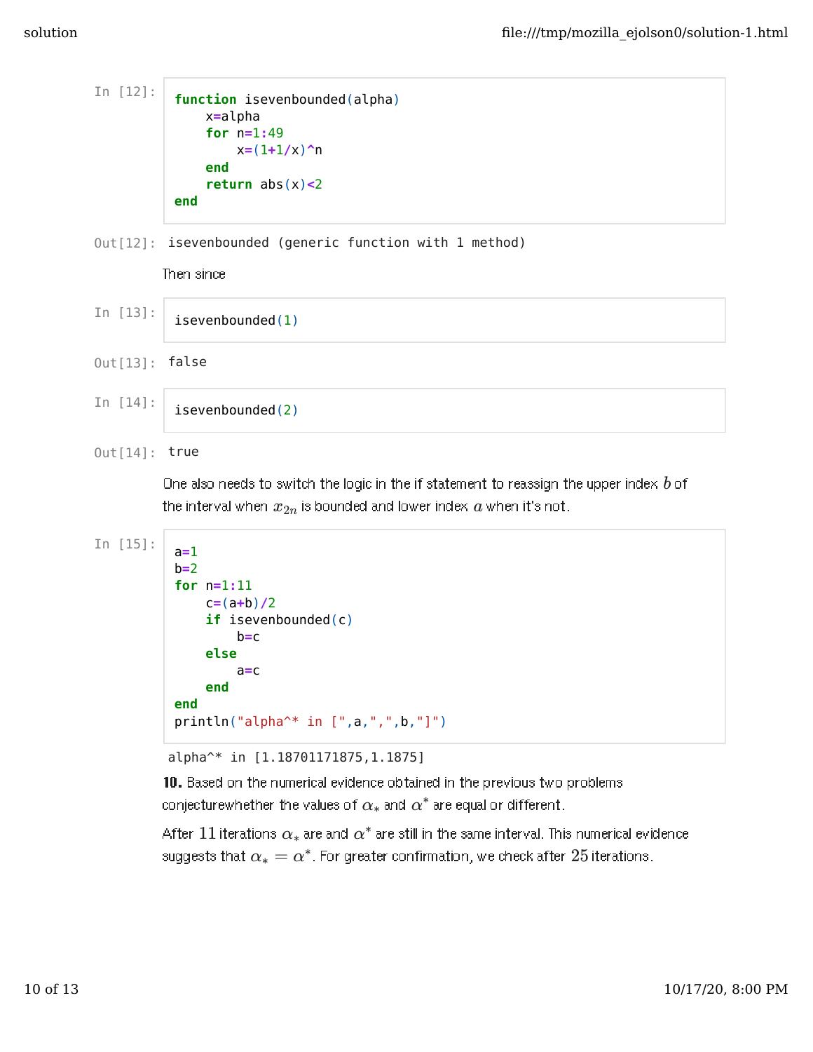In [12]:

```
function isevenbounded(alpha)
    x=alpha
    for n=1:49
        x=(1+1/x)^n
    end
    return abs(x)<2
end
```

Out[12]: isevenbounded (generic function with 1 method)

Then since

In [13]:

```
isevenbounded(1)
```

Out[13]: false

In [14]:

```
isevenbounded(2)
```

Out[14]: true

One also needs to switch the logic in the if statement to reassign the upper index $b$ of the interval when $x_{2n}$ is bounded and lower index $a$ when it's not.

In [15]:

```
a=1
b=2
for n=1:11
    c=(a+b)/2
    if isevenbounded(c)
        b=c
    else
        a=c
    end
end
println("alpha^* in [",a,",",b,"]")
```

```
alpha^* in [1.18701171875,1.1875]
```

**10.** Based on the numerical evidence obtained in the previous two problems conjecturewhether the values of $\alpha_*$ and $\alpha^*$ are equal or different.

After $11$ iterations $\alpha_*$ are and $\alpha^*$ are still in the same interval. This numerical evidence suggests that $\alpha_* = \alpha^*$. For greater confirmation, we check after $25$ iterations.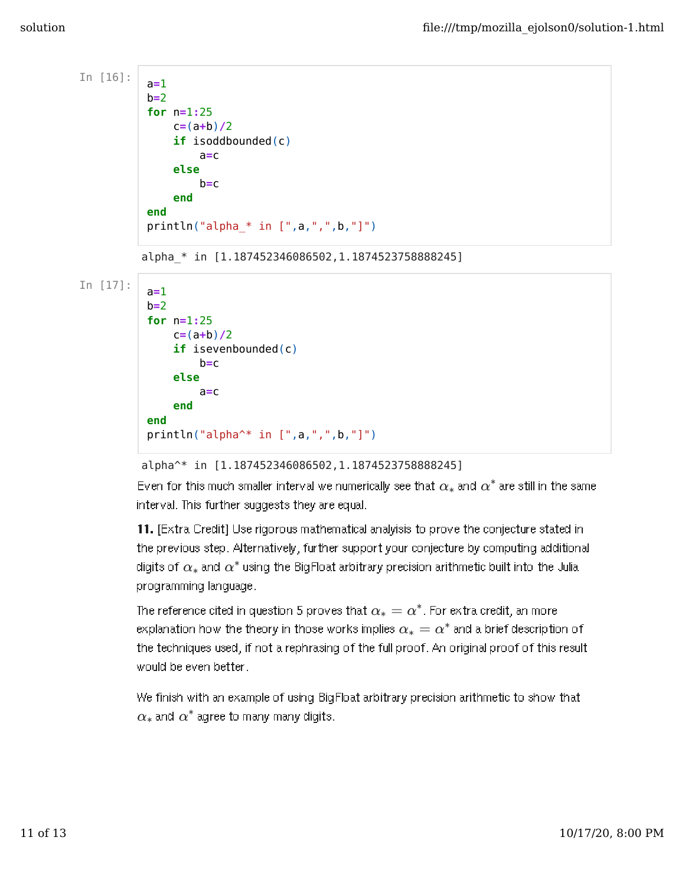In [16]:

```
a=1
b=2
for n=1:25
    c=(a+b)/2
    if isoddbounded(c)
        a=c
    else
        b=c
    end
end
println("alpha_* in [",a,",",b,"]")
```

```
alpha_* in [1.187452346086502,1.1874523758888245]
```

In [17]:

```
a=1
b=2
for n=1:25
    c=(a+b)/2
    if isevenbounded(c)
        b=c
    else
        a=c
    end
end
println("alpha^* in [",a,",",b,"]")
```

```
alpha^* in [1.187452346086502,1.1874523758888245]
```

Even for this much smaller interval we numerically see that $\alpha_*$ and $\alpha^*$ are still in the same interval. This further suggests they are equal.

**11.** [Extra Credit] Use rigorous mathematical analysis to prove the conjecture stated in the previous step. Alternatively, further support your conjecture by computing additional digits of $\alpha_*$ and $\alpha^*$ using the BigFloat arbitrary precision arithmetic built into the Julia programming language.

The reference cited in question 5 proves that $\alpha_* = \alpha^*$. For extra credit, an more explanation how the theory in those works implies $\alpha_* = \alpha^*$ and a brief description of the techniques used, if not a rephrasing of the full proof. An original proof of this result would be even better.

We finish with an example of using BigFloat arbitrary precision arithmetic to show that $\alpha_*$ and $\alpha^*$ agree to many many digits.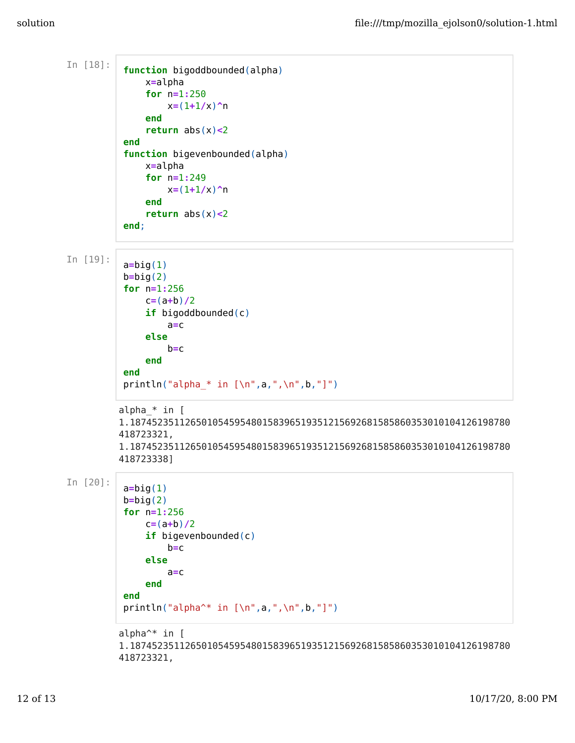In [18]:

```
function bigoddbounded(alpha)
    x=alpha
    for n=1:250
        x=(1+1/x)^n
    end
    return abs(x)<2
end
function bigevenbounded(alpha)
    x=alpha
    for n=1:249
        x=(1+1/x)^n
    end
    return abs(x)<2
end;
```

In [19]:

```
a=big(1)
b=big(2)
for n=1:256
    c=(a+b)/2
    if bigoddbounded(c)
        a=c
    else
        b=c
    end
end
println("alpha_* in [\n",a,",\n",b,"]")
```

```
alpha_* in [
1.187452351126501054595480158396519351215692681585860353010104126198780
418723321,
1.187452351126501054595480158396519351215692681585860353010104126198780
418723338]
```

In [20]:

```
a=big(1)
b=big(2)
for n=1:256
    c=(a+b)/2
    if bigevenbounded(c)
        b=c
    else
        a=c
    end
end
println("alpha^* in [\n",a,",\n",b,"]")
```

```
alpha^* in [
1.187452351126501054595480158396519351215692681585860353010104126198780
418723321,
```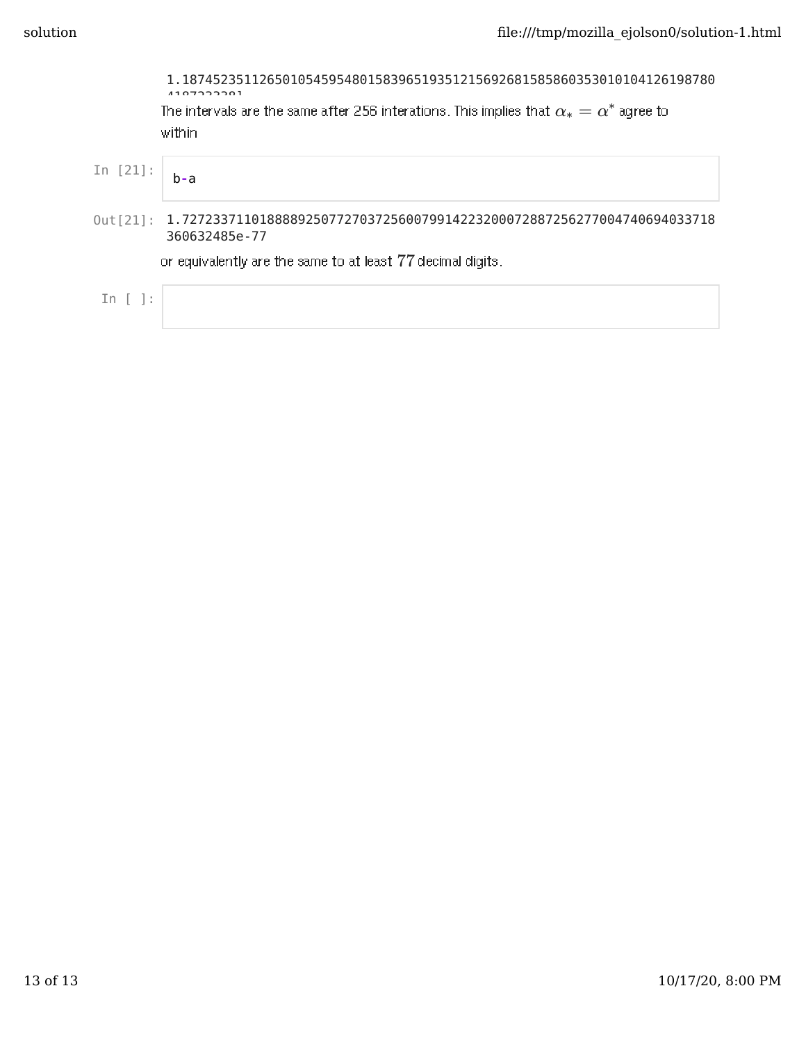```
1.187452351126501054595480158396519351215692681585860353010104126198780
418723338l
```

The intervals are the same after 256 interations. This implies that $\alpha_* = \alpha^*$ agree to within

In [21]:
```
b-a
```

Out[21]:
```
1.727233711018888925077270372560079914223200072887256277004740694033718
360632485e-77
```

or equivalently are the same to at least $77$ decimal digits.

In [ ]:
```

```